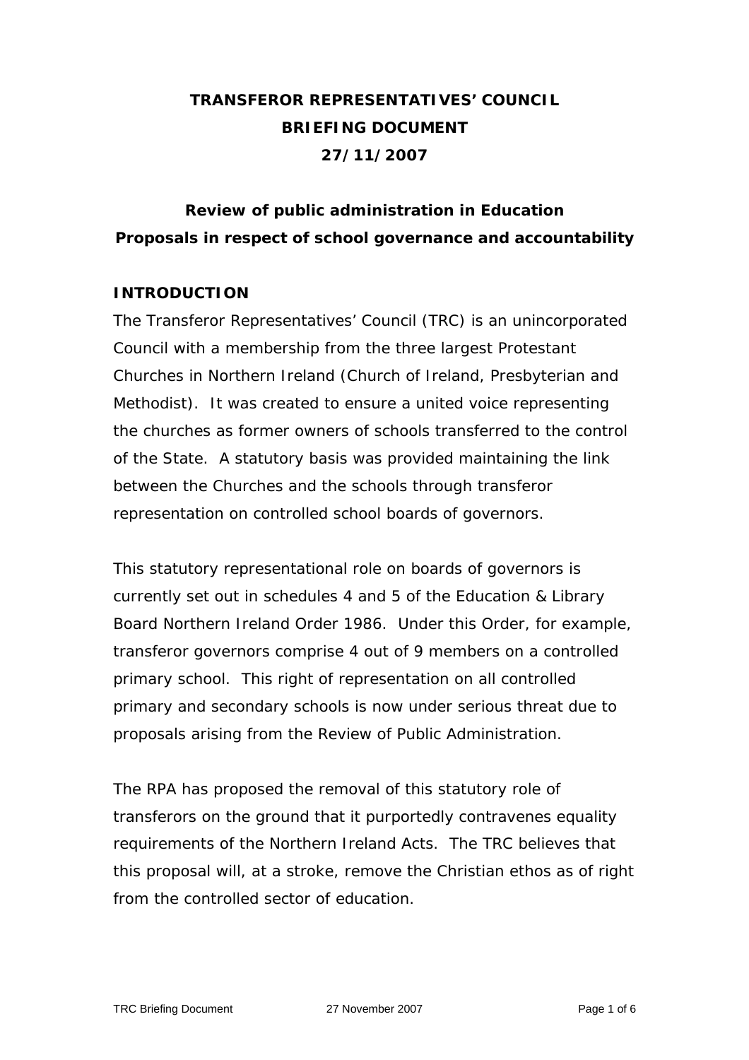# TRANSFEROR REPRESENTATIVES' COUNCIL
# BRIEFING DOCUMENT
# 27/11/2007

## Review of public administration in Education
## Proposals in respect of school governance and accountability

### INTRODUCTION

The Transferor Representatives' Council (TRC) is an unincorporated Council with a membership from the three largest Protestant Churches in Northern Ireland (Church of Ireland, Presbyterian and Methodist). It was created to ensure a united voice representing the churches as former owners of schools transferred to the control of the State. A statutory basis was provided maintaining the link between the Churches and the schools through transferor representation on controlled school boards of governors.

This statutory representational role on boards of governors is currently set out in schedules 4 and 5 of the Education & Library Board Northern Ireland Order 1986. Under this Order, for example, transferor governors comprise 4 out of 9 members on a controlled primary school. This right of representation on all controlled primary and secondary schools is now under serious threat due to proposals arising from the Review of Public Administration.

The RPA has proposed the removal of this statutory role of transferors on the ground that it purportedly contravenes equality requirements of the Northern Ireland Acts. The TRC believes that this proposal will, at a stroke, remove the Christian ethos as of right from the controlled sector of education.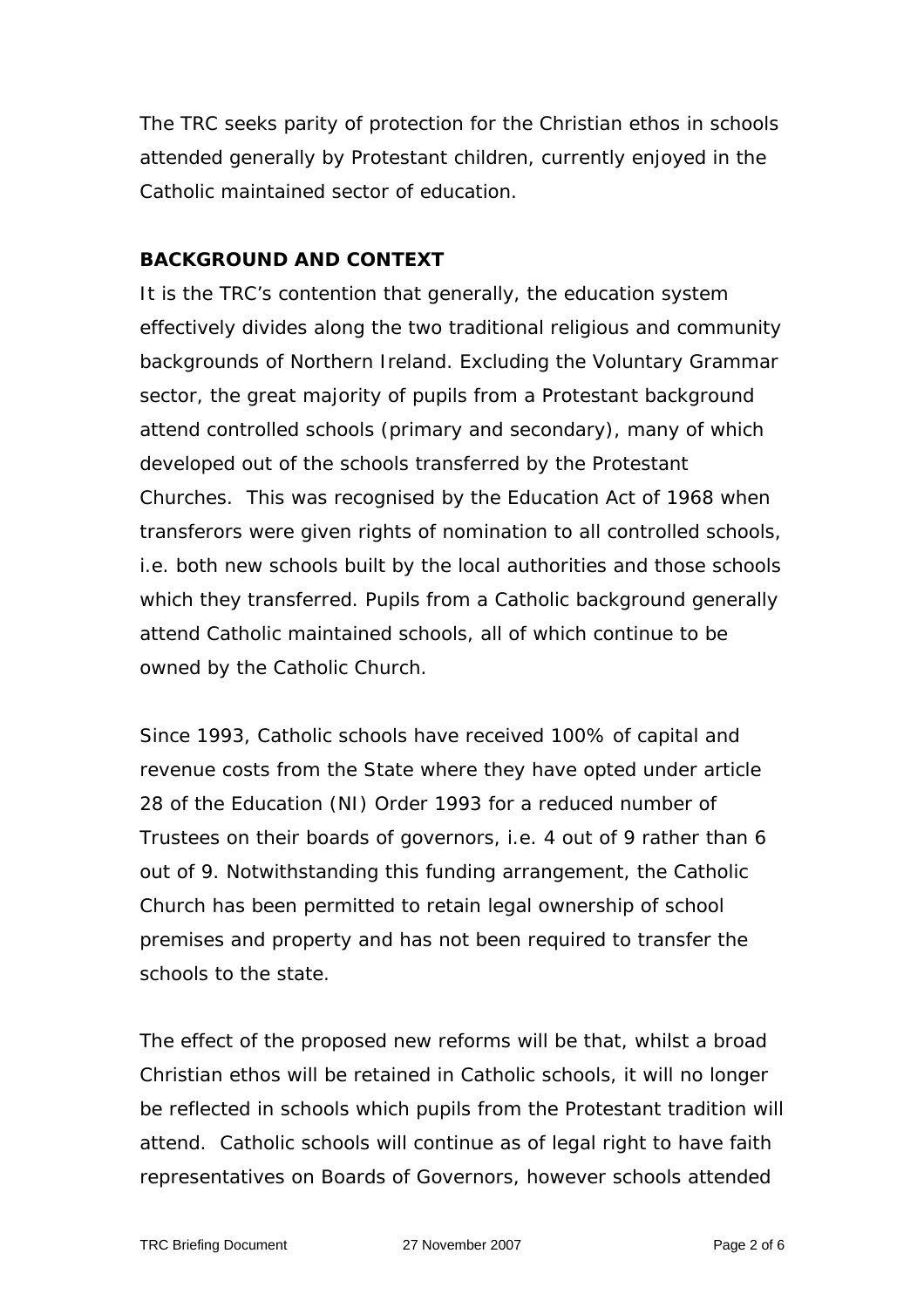The TRC seeks parity of protection for the Christian ethos in schools attended generally by Protestant children, currently enjoyed in the Catholic maintained sector of education.

**BACKGROUND AND CONTEXT**

It is the TRC's contention that generally, the education system effectively divides along the two traditional religious and community backgrounds of Northern Ireland. Excluding the Voluntary Grammar sector, the great majority of pupils from a Protestant background attend controlled schools (primary and secondary), many of which developed out of the schools transferred by the Protestant Churches. This was recognised by the Education Act of 1968 when transferors were given rights of nomination to all controlled schools, i.e. both new schools built by the local authorities and those schools which they transferred. Pupils from a Catholic background generally attend Catholic maintained schools, all of which continue to be owned by the Catholic Church.

Since 1993, Catholic schools have received 100% of capital and revenue costs from the State where they have opted under article 28 of the Education (NI) Order 1993 for a reduced number of Trustees on their boards of governors, i.e. 4 out of 9 rather than 6 out of 9. Notwithstanding this funding arrangement, the Catholic Church has been permitted to retain legal ownership of school premises and property and has not been required to transfer the schools to the state.

The effect of the proposed new reforms will be that, whilst a broad Christian ethos will be retained in Catholic schools, it will no longer be reflected in schools which pupils from the Protestant tradition will attend. Catholic schools will continue as of legal right to have faith representatives on Boards of Governors, however schools attended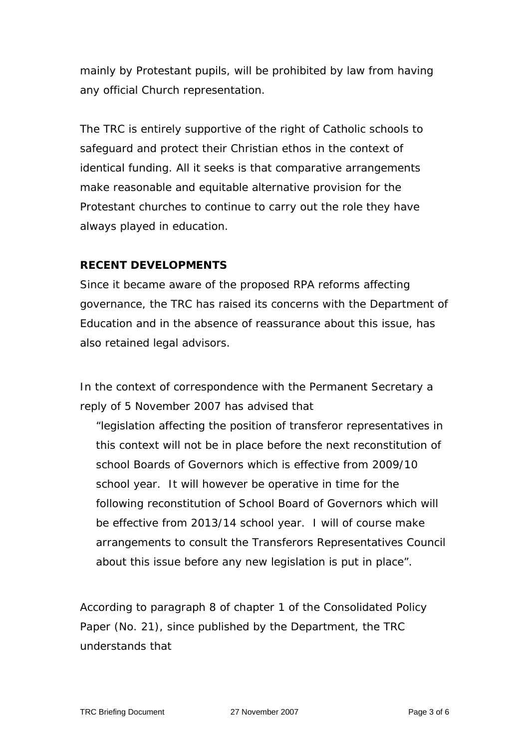mainly by Protestant pupils, will be prohibited by law from having any official Church representation.

The TRC is entirely supportive of the right of Catholic schools to safeguard and protect their Christian ethos in the context of identical funding. All it seeks is that comparative arrangements make reasonable and equitable alternative provision for the Protestant churches to continue to carry out the role they have always played in education.

**RECENT DEVELOPMENTS**

Since it became aware of the proposed RPA reforms affecting governance, the TRC has raised its concerns with the Department of Education and in the absence of reassurance about this issue, has also retained legal advisors.

In the context of correspondence with the Permanent Secretary a reply of 5 November 2007 has advised that

> "legislation affecting the position of transferor representatives in this context will not be in place before the next reconstitution of school Boards of Governors which is effective from 2009/10 school year. It will however be operative in time for the following reconstitution of School Board of Governors which will be effective from 2013/14 school year. I will of course make arrangements to consult the Transferors Representatives Council about this issue before any new legislation is put in place".

According to paragraph 8 of chapter 1 of the Consolidated Policy Paper (No. 21), since published by the Department, the TRC understands that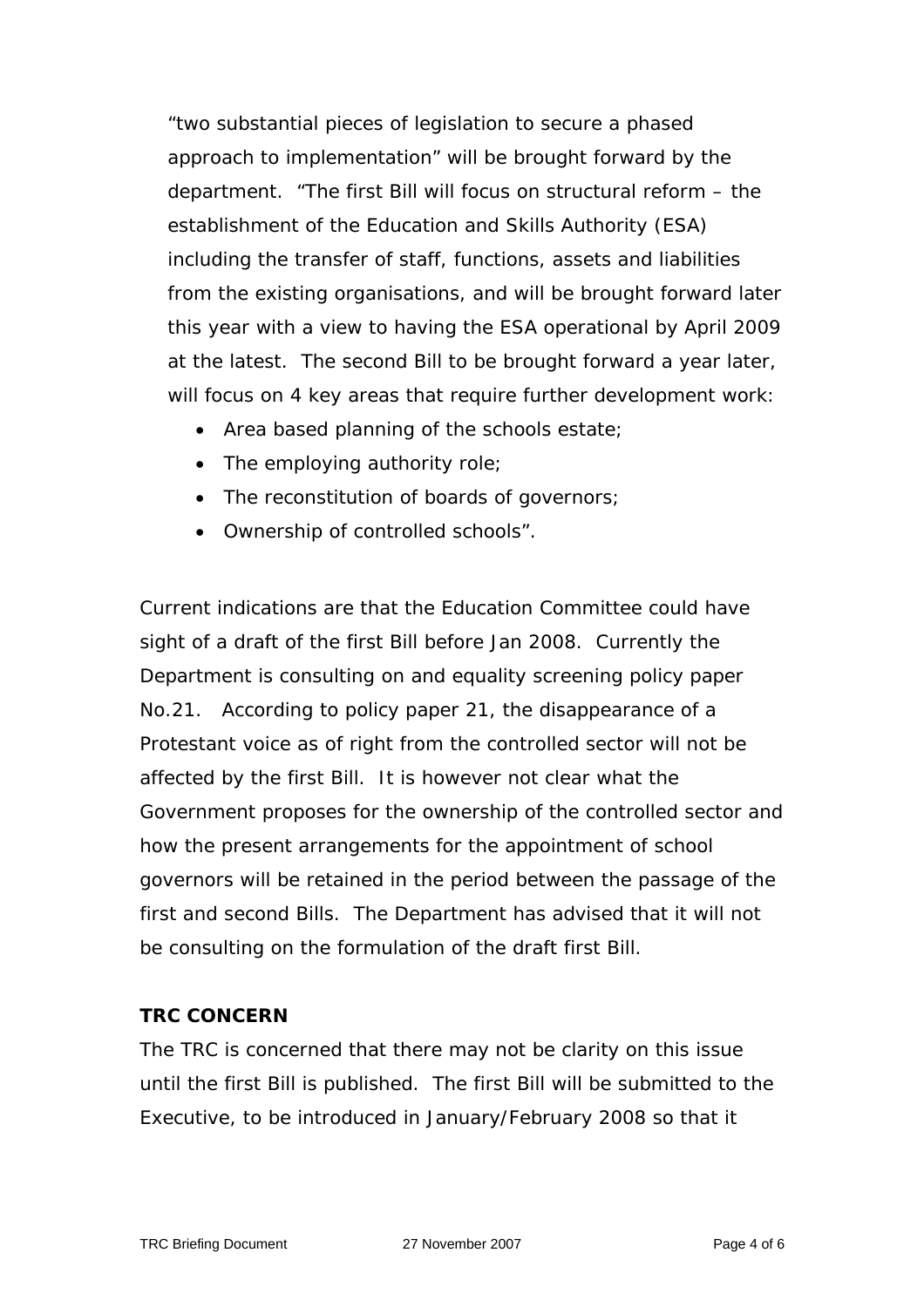"two substantial pieces of legislation to secure a phased approach to implementation" will be brought forward by the department. "The first Bill will focus on structural reform – the establishment of the Education and Skills Authority (ESA) including the transfer of staff, functions, assets and liabilities from the existing organisations, and will be brought forward later this year with a view to having the ESA operational by April 2009 at the latest. The second Bill to be brought forward a year later, will focus on 4 key areas that require further development work:

- Area based planning of the schools estate;
- The employing authority role;
- The reconstitution of boards of governors;
- Ownership of controlled schools".

Current indications are that the Education Committee could have sight of a draft of the first Bill before Jan 2008. Currently the Department is consulting on and equality screening policy paper No.21. According to policy paper 21, the disappearance of a Protestant voice as of right from the controlled sector will not be affected by the first Bill. It is however not clear what the Government proposes for the ownership of the controlled sector and how the present arrangements for the appointment of school governors will be retained in the period between the passage of the first and second Bills. The Department has advised that it will not be consulting on the formulation of the draft first Bill.

**TRC CONCERN**

The TRC is concerned that there may not be clarity on this issue until the first Bill is published. The first Bill will be submitted to the Executive, to be introduced in January/February 2008 so that it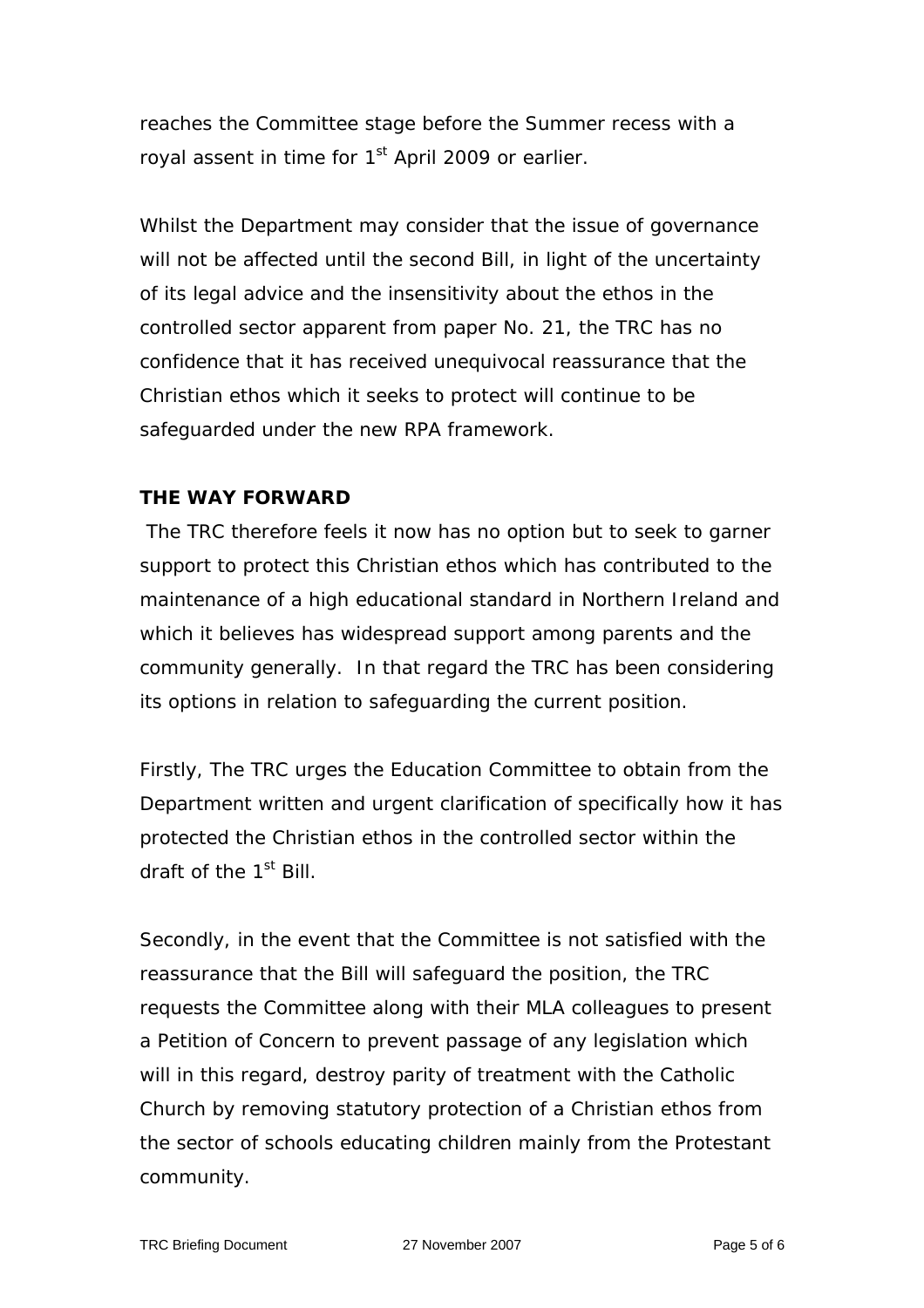reaches the Committee stage before the Summer recess with a royal assent in time for 1st April 2009 or earlier.

Whilst the Department may consider that the issue of governance will not be affected until the second Bill, in light of the uncertainty of its legal advice and the insensitivity about the ethos in the controlled sector apparent from paper No. 21, the TRC has no confidence that it has received unequivocal reassurance that the Christian ethos which it seeks to protect will continue to be safeguarded under the new RPA framework.

**THE WAY FORWARD**

The TRC therefore feels it now has no option but to seek to garner support to protect this Christian ethos which has contributed to the maintenance of a high educational standard in Northern Ireland and which it believes has widespread support among parents and the community generally. In that regard the TRC has been considering its options in relation to safeguarding the current position.

Firstly, The TRC urges the Education Committee to obtain from the Department written and urgent clarification of specifically how it has protected the Christian ethos in the controlled sector within the draft of the 1st Bill.

Secondly, in the event that the Committee is not satisfied with the reassurance that the Bill will safeguard the position, the TRC requests the Committee along with their MLA colleagues to present a Petition of Concern to prevent passage of any legislation which will in this regard, destroy parity of treatment with the Catholic Church by removing statutory protection of a Christian ethos from the sector of schools educating children mainly from the Protestant community.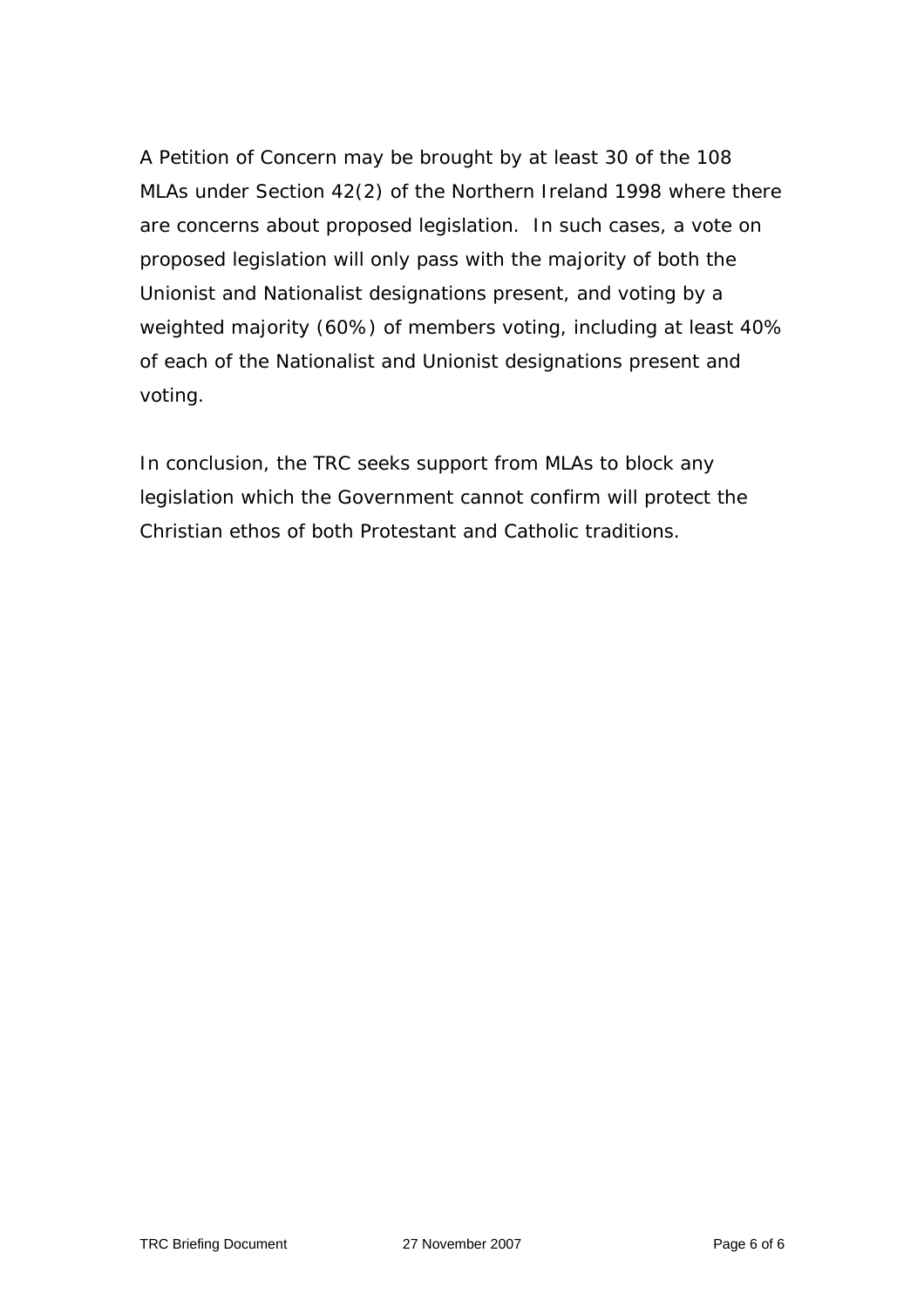A Petition of Concern may be brought by at least 30 of the 108 MLAs under Section 42(2) of the Northern Ireland 1998 where there are concerns about proposed legislation.  In such cases, a vote on proposed legislation will only pass with the majority of both the Unionist and Nationalist designations present, and voting by a weighted majority (60%) of members voting, including at least 40% of each of the Nationalist and Unionist designations present and voting.

In conclusion, the TRC seeks support from MLAs to block any legislation which the Government cannot confirm will protect the Christian ethos of both Protestant and Catholic traditions.